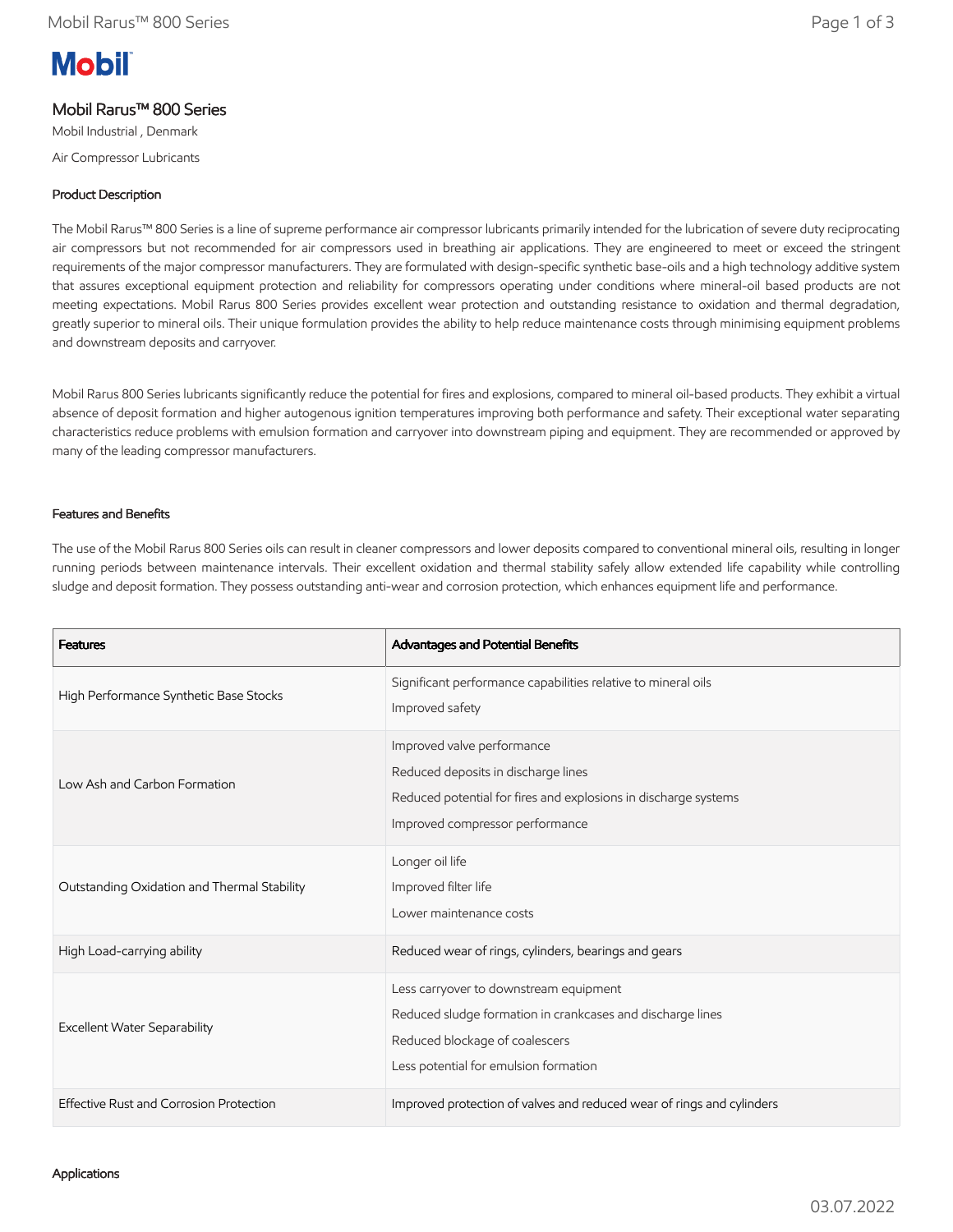# Mobil Rarus™ 800 Series

Mobil Industrial , Denmark

Air Compressor Lubricants

## Product Description

The Mobil Rarus™ 800 Series is a line of supreme performance air compressor lubricants primarily intended for the lubrication of severe duty reciprocating air compressors but not recommended for air compressors used in breathing air applications. They are engineered to meet or exceed the stringent requirements of the major compressor manufacturers. They are formulated with design-specific synthetic base-oils and a high technology additive system that assures exceptional equipment protection and reliability for compressors operating under conditions where mineral-oil based products are not meeting expectations. Mobil Rarus 800 Series provides excellent wear protection and outstanding resistance to oxidation and thermal degradation, greatly superior to mineral oils. Their unique formulation provides the ability to help reduce maintenance costs through minimising equipment problems and downstream deposits and carryover.

Mobil Rarus 800 Series lubricants significantly reduce the potential for fires and explosions, compared to mineral oil-based products. They exhibit a virtual absence of deposit formation and higher autogenous ignition temperatures improving both performance and safety. Their exceptional water separating characteristics reduce problems with emulsion formation and carryover into downstream piping and equipment. They are recommended or approved by many of the leading compressor manufacturers.

## Features and Benefits

The use of the Mobil Rarus 800 Series oils can result in cleaner compressors and lower deposits compared to conventional mineral oils, resulting in longer running periods between maintenance intervals. Their excellent oxidation and thermal stability safely allow extended life capability while controlling sludge and deposit formation. They possess outstanding anti-wear and corrosion protection, which enhances equipment life and performance.

| Features | Advantages and Potential Benefits |
| --- | --- |
| High Performance Synthetic Base Stocks | Significant performance capabilities relative to mineral oils<br>Improved safety |
| Low Ash and Carbon Formation | Improved valve performance<br>Reduced deposits in discharge lines<br>Reduced potential for fires and explosions in discharge systems<br>Improved compressor performance |
| Outstanding Oxidation and Thermal Stability | Longer oil life<br>Improved filter life<br>Lower maintenance costs |
| High Load-carrying ability | Reduced wear of rings, cylinders, bearings and gears |
| Excellent Water Separability | Less carryover to downstream equipment<br>Reduced sludge formation in crankcases and discharge lines<br>Reduced blockage of coalescers<br>Less potential for emulsion formation |
| Effective Rust and Corrosion Protection | Improved protection of valves and reduced wear of rings and cylinders |

## Applications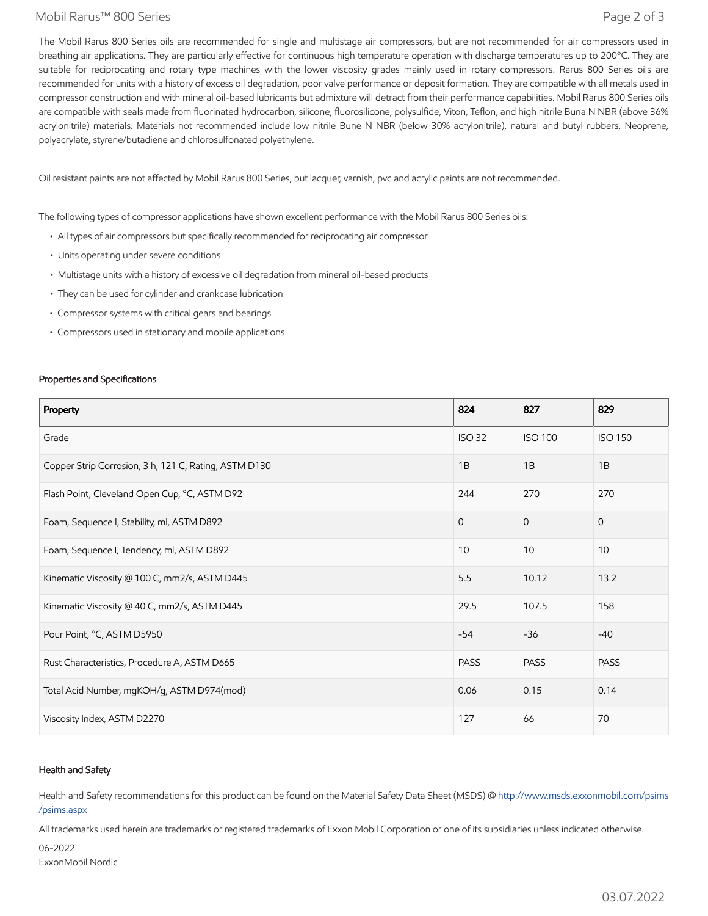The Mobil Rarus 800 Series oils are recommended for single and multistage air compressors, but are not recommended for air compressors used in breathing air applications. They are particularly effective for continuous high temperature operation with discharge temperatures up to 200ºC. They are suitable for reciprocating and rotary type machines with the lower viscosity grades mainly used in rotary compressors. Rarus 800 Series oils are recommended for units with a history of excess oil degradation, poor valve performance or deposit formation. They are compatible with all metals used in compressor construction and with mineral oil-based lubricants but admixture will detract from their performance capabilities. Mobil Rarus 800 Series oils are compatible with seals made from fluorinated hydrocarbon, silicone, fluorosilicone, polysulfide, Viton, Teflon, and high nitrile Buna N NBR (above 36% acrylonitrile) materials. Materials not recommended include low nitrile Bune N NBR (below 30% acrylonitrile), natural and butyl rubbers, Neoprene, polyacrylate, styrene/butadiene and chlorosulfonated polyethylene.

Oil resistant paints are not affected by Mobil Rarus 800 Series, but lacquer, varnish, pvc and acrylic paints are not recommended.

The following types of compressor applications have shown excellent performance with the Mobil Rarus 800 Series oils:

- All types of air compressors but specifically recommended for reciprocating air compressor
- Units operating under severe conditions
- Multistage units with a history of excessive oil degradation from mineral oil-based products
- They can be used for cylinder and crankcase lubrication
- Compressor systems with critical gears and bearings
- Compressors used in stationary and mobile applications

### Properties and Specifications

| Property | 824 | 827 | 829 |
|---|---|---|---|
| Grade | ISO 32 | ISO 100 | ISO 150 |
| Copper Strip Corrosion, 3 h, 121 C, Rating, ASTM D130 | 1B | 1B | 1B |
| Flash Point, Cleveland Open Cup, °C, ASTM D92 | 244 | 270 | 270 |
| Foam, Sequence I, Stability, ml, ASTM D892 | 0 | 0 | 0 |
| Foam, Sequence I, Tendency, ml, ASTM D892 | 10 | 10 | 10 |
| Kinematic Viscosity @ 100 C, mm2/s, ASTM D445 | 5.5 | 10.12 | 13.2 |
| Kinematic Viscosity @ 40 C, mm2/s, ASTM D445 | 29.5 | 107.5 | 158 |
| Pour Point, °C, ASTM D5950 | -54 | -36 | -40 |
| Rust Characteristics, Procedure A, ASTM D665 | PASS | PASS | PASS |
| Total Acid Number, mgKOH/g, ASTM D974(mod) | 0.06 | 0.15 | 0.14 |
| Viscosity Index, ASTM D2270 | 127 | 66 | 70 |

### Health and Safety

Health and Safety recommendations for this product can be found on the Material Safety Data Sheet (MSDS) @ http://www.msds.exxonmobil.com/psims/psims.aspx

All trademarks used herein are trademarks or registered trademarks of Exxon Mobil Corporation or one of its subsidiaries unless indicated otherwise.

06-2022
ExxonMobil Nordic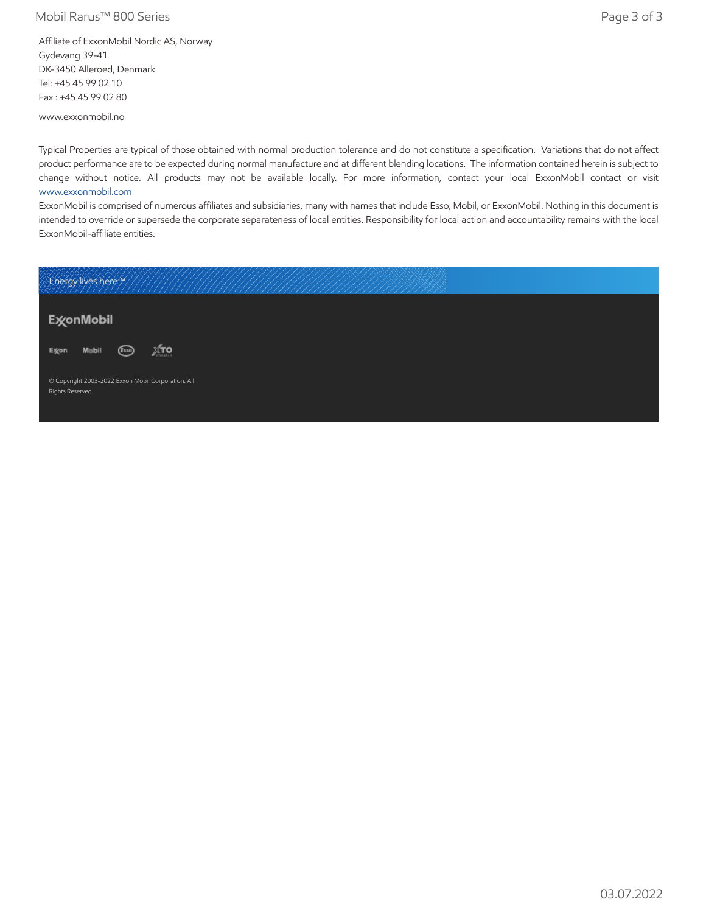Affiliate of ExxonMobil Nordic AS, Norway
Gydevang 39-41
DK-3450 Alleroed, Denmark
Tel: +45 45 99 02 10
Fax : +45 45 99 02 80

www.exxonmobil.no

Typical Properties are typical of those obtained with normal production tolerance and do not constitute a specification. Variations that do not affect product performance are to be expected during normal manufacture and at different blending locations. The information contained herein is subject to change without notice. All products may not be available locally. For more information, contact your local ExxonMobil contact or visit www.exxonmobil.com

ExxonMobil is comprised of numerous affiliates and subsidiaries, many with names that include Esso, Mobil, or ExxonMobil. Nothing in this document is intended to override or supersede the corporate separateness of local entities. Responsibility for local action and accountability remains with the local ExxonMobil-affiliate entities.

Energy lives here™

ExxonMobil

Exxon Mobil Esso XTO

© Copyright 2003-2022 Exxon Mobil Corporation. All Rights Reserved

03.07.2022